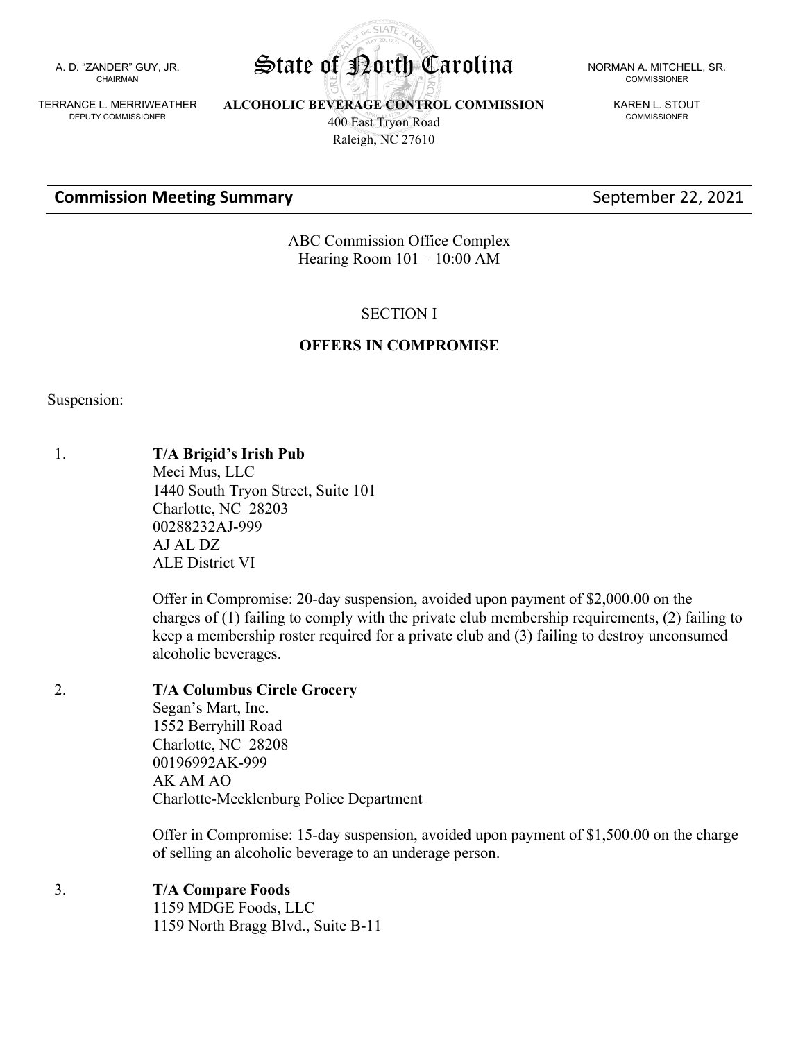A. D. "ZANDER" GUY, JR.
CHAIRMAN

TERRANCE L. MERRIWEATHER
DEPUTY COMMISSIONER

# State of North Carolina

**ALCOHOLIC BEVERAGE CONTROL COMMISSION**
400 East Tryon Road
Raleigh, NC 27610

NORMAN A. MITCHELL, SR.
COMMISSIONER

KAREN L. STOUT
COMMISSIONER

## Commission Meeting Summary — September 22, 2021

ABC Commission Office Complex
Hearing Room 101 – 10:00 AM

SECTION I

**OFFERS IN COMPROMISE**

Suspension:

1. **T/A Brigid's Irish Pub**
   Meci Mus, LLC
   1440 South Tryon Street, Suite 101
   Charlotte, NC 28203
   00288232AJ-999
   AJ AL DZ
   ALE District VI

   Offer in Compromise: 20-day suspension, avoided upon payment of $2,000.00 on the charges of (1) failing to comply with the private club membership requirements, (2) failing to keep a membership roster required for a private club and (3) failing to destroy unconsumed alcoholic beverages.

2. **T/A Columbus Circle Grocery**
   Segan's Mart, Inc.
   1552 Berryhill Road
   Charlotte, NC 28208
   00196992AK-999
   AK AM AO
   Charlotte-Mecklenburg Police Department

   Offer in Compromise: 15-day suspension, avoided upon payment of $1,500.00 on the charge of selling an alcoholic beverage to an underage person.

3. **T/A Compare Foods**
   1159 MDGE Foods, LLC
   1159 North Bragg Blvd., Suite B-11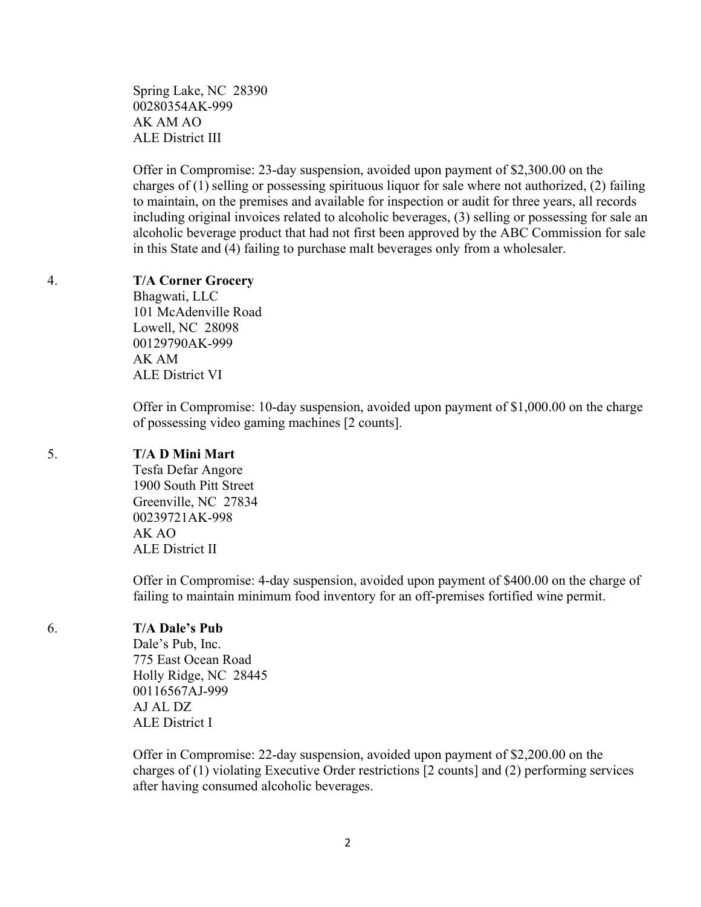Spring Lake, NC 28390
00280354AK-999
AK AM AO
ALE District III

Offer in Compromise: 23-day suspension, avoided upon payment of $2,300.00 on the charges of (1) selling or possessing spirituous liquor for sale where not authorized, (2) failing to maintain, on the premises and available for inspection or audit for three years, all records including original invoices related to alcoholic beverages, (3) selling or possessing for sale an alcoholic beverage product that had not first been approved by the ABC Commission for sale in this State and (4) failing to purchase malt beverages only from a wholesaler.

4. **T/A Corner Grocery**
   Bhagwati, LLC
   101 McAdenville Road
   Lowell, NC 28098
   00129790AK-999
   AK AM
   ALE District VI

   Offer in Compromise: 10-day suspension, avoided upon payment of $1,000.00 on the charge of possessing video gaming machines [2 counts].

5. **T/A D Mini Mart**
   Tesfa Defar Angore
   1900 South Pitt Street
   Greenville, NC 27834
   00239721AK-998
   AK AO
   ALE District II

   Offer in Compromise: 4-day suspension, avoided upon payment of $400.00 on the charge of failing to maintain minimum food inventory for an off-premises fortified wine permit.

6. **T/A Dale's Pub**
   Dale's Pub, Inc.
   775 East Ocean Road
   Holly Ridge, NC 28445
   00116567AJ-999
   AJ AL DZ
   ALE District I

   Offer in Compromise: 22-day suspension, avoided upon payment of $2,200.00 on the charges of (1) violating Executive Order restrictions [2 counts] and (2) performing services after having consumed alcoholic beverages.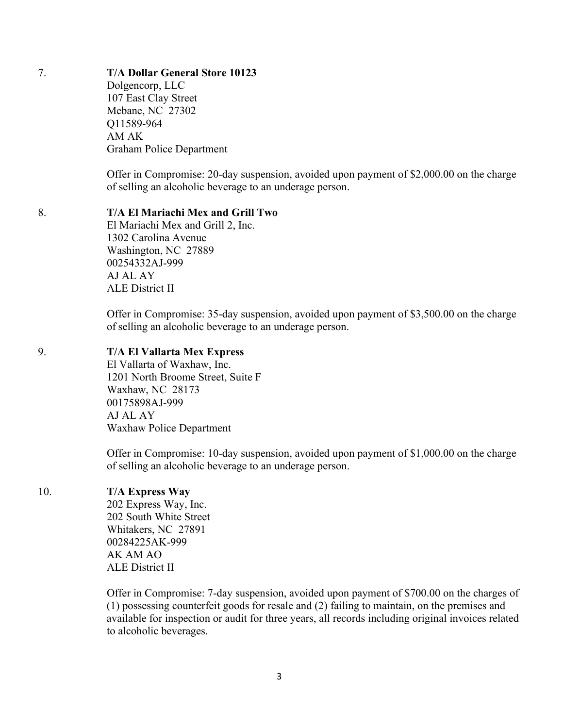7. **T/A Dollar General Store 10123**
   Dolgencorp, LLC
   107 East Clay Street
   Mebane, NC 27302
   Q11589-964
   AM AK
   Graham Police Department

   Offer in Compromise: 20-day suspension, avoided upon payment of $2,000.00 on the charge of selling an alcoholic beverage to an underage person.

8. **T/A El Mariachi Mex and Grill Two**
   El Mariachi Mex and Grill 2, Inc.
   1302 Carolina Avenue
   Washington, NC 27889
   00254332AJ-999
   AJ AL AY
   ALE District II

   Offer in Compromise: 35-day suspension, avoided upon payment of $3,500.00 on the charge of selling an alcoholic beverage to an underage person.

9. **T/A El Vallarta Mex Express**
   El Vallarta of Waxhaw, Inc.
   1201 North Broome Street, Suite F
   Waxhaw, NC 28173
   00175898AJ-999
   AJ AL AY
   Waxhaw Police Department

   Offer in Compromise: 10-day suspension, avoided upon payment of $1,000.00 on the charge of selling an alcoholic beverage to an underage person.

10. **T/A Express Way**
    202 Express Way, Inc.
    202 South White Street
    Whitakers, NC 27891
    00284225AK-999
    AK AM AO
    ALE District II

    Offer in Compromise: 7-day suspension, avoided upon payment of $700.00 on the charges of (1) possessing counterfeit goods for resale and (2) failing to maintain, on the premises and available for inspection or audit for three years, all records including original invoices related to alcoholic beverages.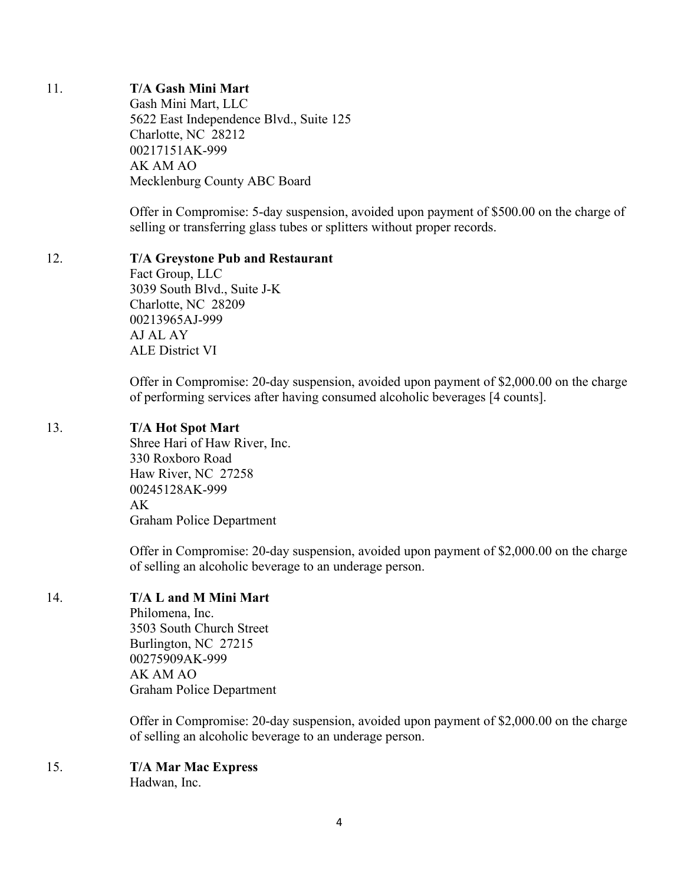11. **T/A Gash Mini Mart**
    Gash Mini Mart, LLC
    5622 East Independence Blvd., Suite 125
    Charlotte, NC 28212
    00217151AK-999
    AK AM AO
    Mecklenburg County ABC Board

    Offer in Compromise: 5-day suspension, avoided upon payment of $500.00 on the charge of selling or transferring glass tubes or splitters without proper records.

12. **T/A Greystone Pub and Restaurant**
    Fact Group, LLC
    3039 South Blvd., Suite J-K
    Charlotte, NC 28209
    00213965AJ-999
    AJ AL AY
    ALE District VI

    Offer in Compromise: 20-day suspension, avoided upon payment of $2,000.00 on the charge of performing services after having consumed alcoholic beverages [4 counts].

13. **T/A Hot Spot Mart**
    Shree Hari of Haw River, Inc.
    330 Roxboro Road
    Haw River, NC 27258
    00245128AK-999
    AK
    Graham Police Department

    Offer in Compromise: 20-day suspension, avoided upon payment of $2,000.00 on the charge of selling an alcoholic beverage to an underage person.

14. **T/A L and M Mini Mart**
    Philomena, Inc.
    3503 South Church Street
    Burlington, NC 27215
    00275909AK-999
    AK AM AO
    Graham Police Department

    Offer in Compromise: 20-day suspension, avoided upon payment of $2,000.00 on the charge of selling an alcoholic beverage to an underage person.

15. **T/A Mar Mac Express**
    Hadwan, Inc.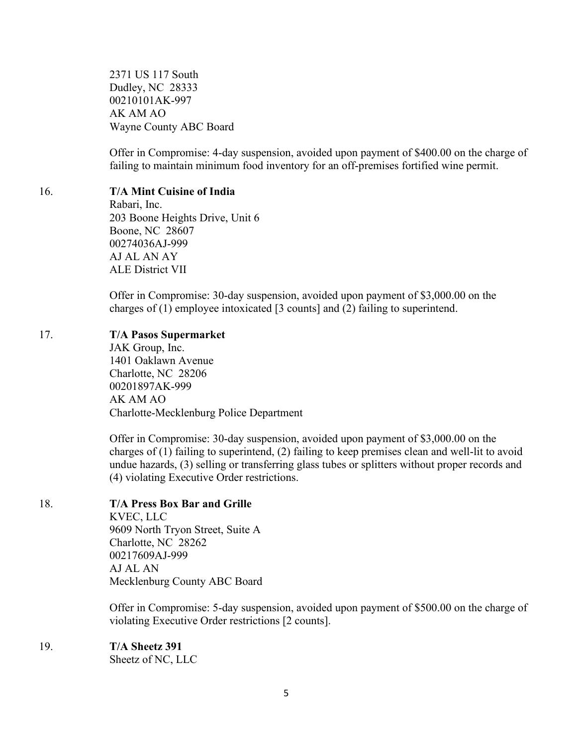2371 US 117 South
Dudley, NC 28333
00210101AK-997
AK AM AO
Wayne County ABC Board

Offer in Compromise: 4-day suspension, avoided upon payment of $400.00 on the charge of failing to maintain minimum food inventory for an off-premises fortified wine permit.

16. **T/A Mint Cuisine of India**
Rabari, Inc.
203 Boone Heights Drive, Unit 6
Boone, NC 28607
00274036AJ-999
AJ AL AN AY
ALE District VII

Offer in Compromise: 30-day suspension, avoided upon payment of $3,000.00 on the charges of (1) employee intoxicated [3 counts] and (2) failing to superintend.

17. **T/A Pasos Supermarket**
JAK Group, Inc.
1401 Oaklawn Avenue
Charlotte, NC 28206
00201897AK-999
AK AM AO
Charlotte-Mecklenburg Police Department

Offer in Compromise: 30-day suspension, avoided upon payment of $3,000.00 on the charges of (1) failing to superintend, (2) failing to keep premises clean and well-lit to avoid undue hazards, (3) selling or transferring glass tubes or splitters without proper records and (4) violating Executive Order restrictions.

18. **T/A Press Box Bar and Grille**
KVEC, LLC
9609 North Tryon Street, Suite A
Charlotte, NC 28262
00217609AJ-999
AJ AL AN
Mecklenburg County ABC Board

Offer in Compromise: 5-day suspension, avoided upon payment of $500.00 on the charge of violating Executive Order restrictions [2 counts].

19. **T/A Sheetz 391**
Sheetz of NC, LLC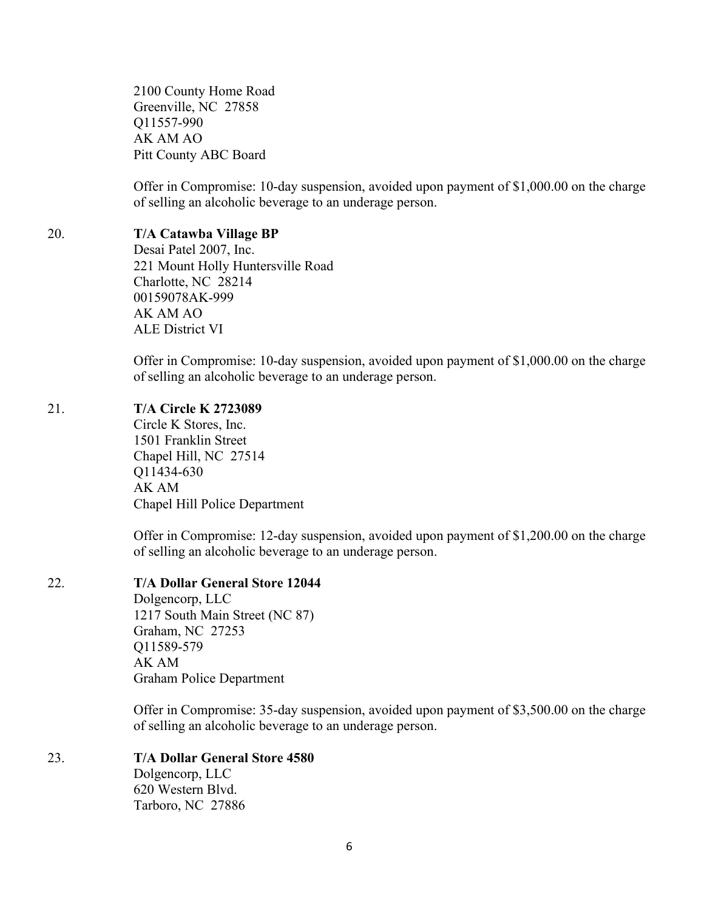2100 County Home Road
Greenville, NC 27858
Q11557-990
AK AM AO
Pitt County ABC Board

Offer in Compromise: 10-day suspension, avoided upon payment of $1,000.00 on the charge of selling an alcoholic beverage to an underage person.

20. **T/A Catawba Village BP**
Desai Patel 2007, Inc.
221 Mount Holly Huntersville Road
Charlotte, NC 28214
00159078AK-999
AK AM AO
ALE District VI

Offer in Compromise: 10-day suspension, avoided upon payment of $1,000.00 on the charge of selling an alcoholic beverage to an underage person.

21. **T/A Circle K 2723089**
Circle K Stores, Inc.
1501 Franklin Street
Chapel Hill, NC 27514
Q11434-630
AK AM
Chapel Hill Police Department

Offer in Compromise: 12-day suspension, avoided upon payment of $1,200.00 on the charge of selling an alcoholic beverage to an underage person.

22. **T/A Dollar General Store 12044**
Dolgencorp, LLC
1217 South Main Street (NC 87)
Graham, NC 27253
Q11589-579
AK AM
Graham Police Department

Offer in Compromise: 35-day suspension, avoided upon payment of $3,500.00 on the charge of selling an alcoholic beverage to an underage person.

23. **T/A Dollar General Store 4580**
Dolgencorp, LLC
620 Western Blvd.
Tarboro, NC 27886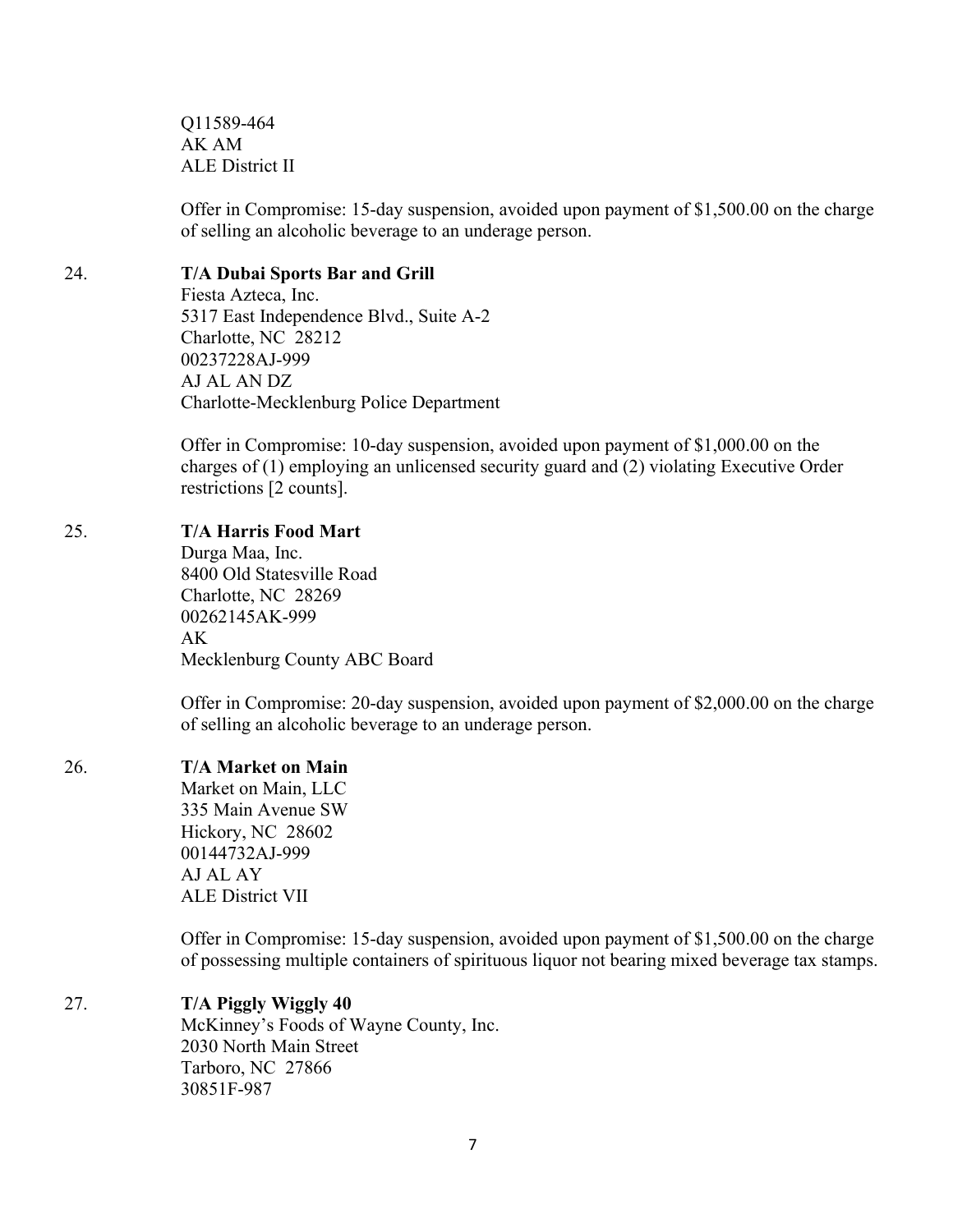Q11589-464
AK AM
ALE District II

Offer in Compromise: 15-day suspension, avoided upon payment of $1,500.00 on the charge of selling an alcoholic beverage to an underage person.

24. **T/A Dubai Sports Bar and Grill**
Fiesta Azteca, Inc.
5317 East Independence Blvd., Suite A-2
Charlotte, NC 28212
00237228AJ-999
AJ AL AN DZ
Charlotte-Mecklenburg Police Department

Offer in Compromise: 10-day suspension, avoided upon payment of $1,000.00 on the charges of (1) employing an unlicensed security guard and (2) violating Executive Order restrictions [2 counts].

25. **T/A Harris Food Mart**
Durga Maa, Inc.
8400 Old Statesville Road
Charlotte, NC 28269
00262145AK-999
AK
Mecklenburg County ABC Board

Offer in Compromise: 20-day suspension, avoided upon payment of $2,000.00 on the charge of selling an alcoholic beverage to an underage person.

26. **T/A Market on Main**
Market on Main, LLC
335 Main Avenue SW
Hickory, NC 28602
00144732AJ-999
AJ AL AY
ALE District VII

Offer in Compromise: 15-day suspension, avoided upon payment of $1,500.00 on the charge of possessing multiple containers of spirituous liquor not bearing mixed beverage tax stamps.

27. **T/A Piggly Wiggly 40**
McKinney's Foods of Wayne County, Inc.
2030 North Main Street
Tarboro, NC 27866
30851F-987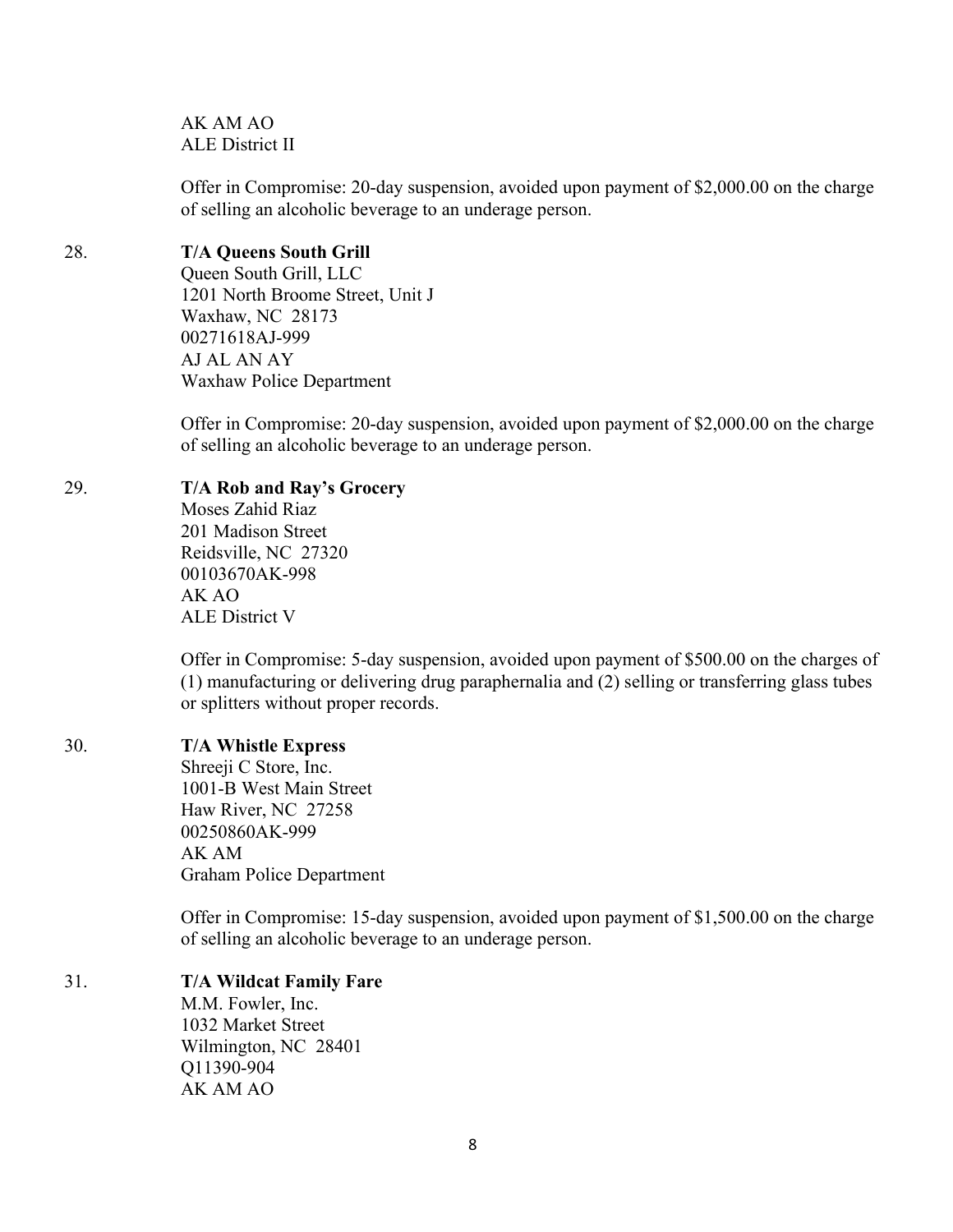AK AM AO
ALE District II

Offer in Compromise: 20-day suspension, avoided upon payment of $2,000.00 on the charge of selling an alcoholic beverage to an underage person.

28. **T/A Queens South Grill**
Queen South Grill, LLC
1201 North Broome Street, Unit J
Waxhaw, NC 28173
00271618AJ-999
AJ AL AN AY
Waxhaw Police Department

Offer in Compromise: 20-day suspension, avoided upon payment of $2,000.00 on the charge of selling an alcoholic beverage to an underage person.

29. **T/A Rob and Ray's Grocery**
Moses Zahid Riaz
201 Madison Street
Reidsville, NC 27320
00103670AK-998
AK AO
ALE District V

Offer in Compromise: 5-day suspension, avoided upon payment of $500.00 on the charges of (1) manufacturing or delivering drug paraphernalia and (2) selling or transferring glass tubes or splitters without proper records.

30. **T/A Whistle Express**
Shreeji C Store, Inc.
1001-B West Main Street
Haw River, NC 27258
00250860AK-999
AK AM
Graham Police Department

Offer in Compromise: 15-day suspension, avoided upon payment of $1,500.00 on the charge of selling an alcoholic beverage to an underage person.

31. **T/A Wildcat Family Fare**
M.M. Fowler, Inc.
1032 Market Street
Wilmington, NC 28401
Q11390-904
AK AM AO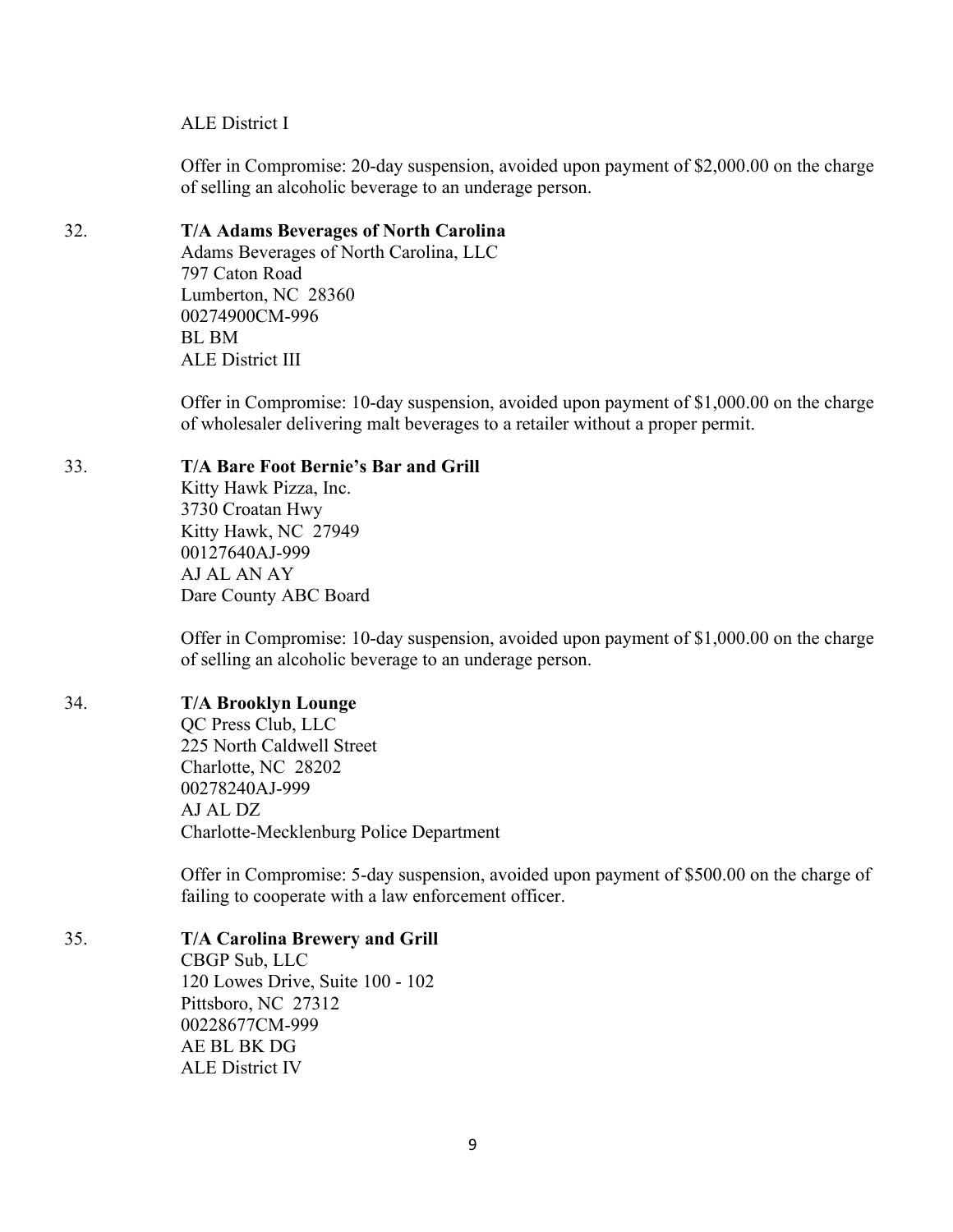ALE District I

Offer in Compromise: 20-day suspension, avoided upon payment of $2,000.00 on the charge of selling an alcoholic beverage to an underage person.

32. **T/A Adams Beverages of North Carolina**
    Adams Beverages of North Carolina, LLC
    797 Caton Road
    Lumberton, NC 28360
    00274900CM-996
    BL BM
    ALE District III

    Offer in Compromise: 10-day suspension, avoided upon payment of $1,000.00 on the charge of wholesaler delivering malt beverages to a retailer without a proper permit.

33. **T/A Bare Foot Bernie's Bar and Grill**
    Kitty Hawk Pizza, Inc.
    3730 Croatan Hwy
    Kitty Hawk, NC 27949
    00127640AJ-999
    AJ AL AN AY
    Dare County ABC Board

    Offer in Compromise: 10-day suspension, avoided upon payment of $1,000.00 on the charge of selling an alcoholic beverage to an underage person.

34. **T/A Brooklyn Lounge**
    QC Press Club, LLC
    225 North Caldwell Street
    Charlotte, NC 28202
    00278240AJ-999
    AJ AL DZ
    Charlotte-Mecklenburg Police Department

    Offer in Compromise: 5-day suspension, avoided upon payment of $500.00 on the charge of failing to cooperate with a law enforcement officer.

35. **T/A Carolina Brewery and Grill**
    CBGP Sub, LLC
    120 Lowes Drive, Suite 100 - 102
    Pittsboro, NC 27312
    00228677CM-999
    AE BL BK DG
    ALE District IV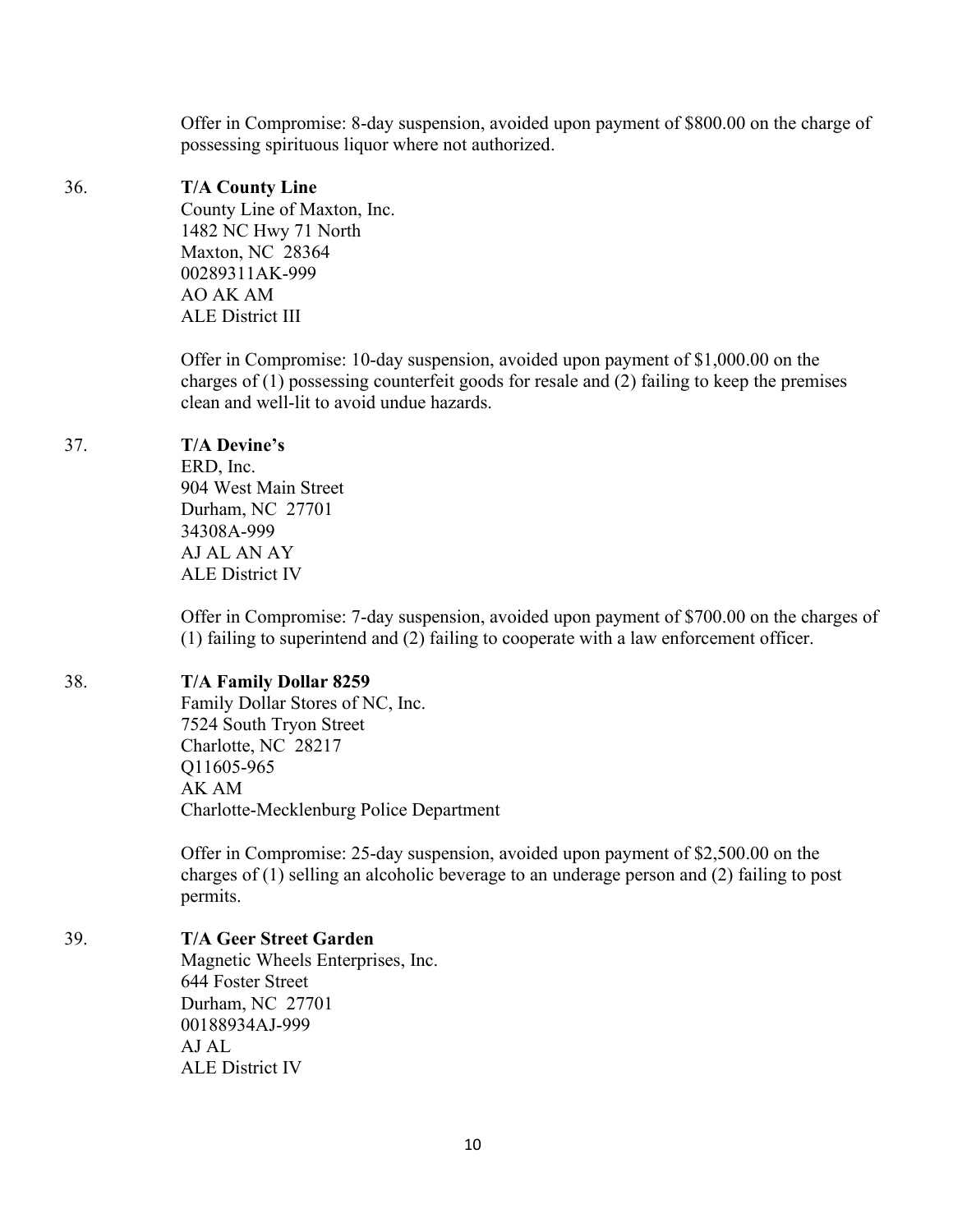Offer in Compromise: 8-day suspension, avoided upon payment of $800.00 on the charge of possessing spirituous liquor where not authorized.

36. **T/A County Line**
County Line of Maxton, Inc.
1482 NC Hwy 71 North
Maxton, NC 28364
00289311AK-999
AO AK AM
ALE District III

Offer in Compromise: 10-day suspension, avoided upon payment of $1,000.00 on the charges of (1) possessing counterfeit goods for resale and (2) failing to keep the premises clean and well-lit to avoid undue hazards.

37. **T/A Devine's**
ERD, Inc.
904 West Main Street
Durham, NC 27701
34308A-999
AJ AL AN AY
ALE District IV

Offer in Compromise: 7-day suspension, avoided upon payment of $700.00 on the charges of (1) failing to superintend and (2) failing to cooperate with a law enforcement officer.

38. **T/A Family Dollar 8259**
Family Dollar Stores of NC, Inc.
7524 South Tryon Street
Charlotte, NC 28217
Q11605-965
AK AM
Charlotte-Mecklenburg Police Department

Offer in Compromise: 25-day suspension, avoided upon payment of $2,500.00 on the charges of (1) selling an alcoholic beverage to an underage person and (2) failing to post permits.

39. **T/A Geer Street Garden**
Magnetic Wheels Enterprises, Inc.
644 Foster Street
Durham, NC 27701
00188934AJ-999
AJ AL
ALE District IV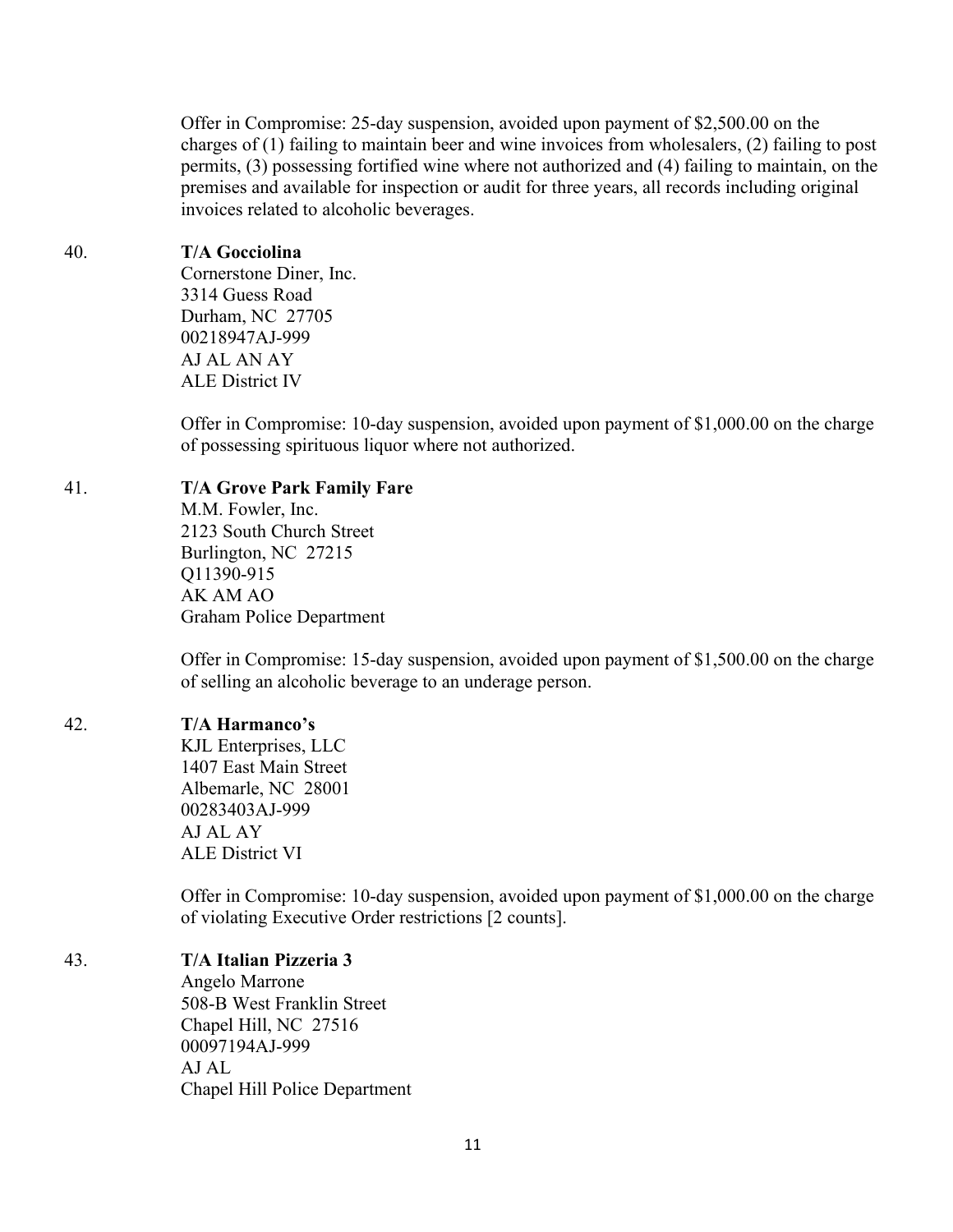Offer in Compromise: 25-day suspension, avoided upon payment of $2,500.00 on the charges of (1) failing to maintain beer and wine invoices from wholesalers, (2) failing to post permits, (3) possessing fortified wine where not authorized and (4) failing to maintain, on the premises and available for inspection or audit for three years, all records including original invoices related to alcoholic beverages.

40. **T/A Gocciolina**
Cornerstone Diner, Inc.
3314 Guess Road
Durham, NC 27705
00218947AJ-999
AJ AL AN AY
ALE District IV

Offer in Compromise: 10-day suspension, avoided upon payment of $1,000.00 on the charge of possessing spirituous liquor where not authorized.

41. **T/A Grove Park Family Fare**
M.M. Fowler, Inc.
2123 South Church Street
Burlington, NC 27215
Q11390-915
AK AM AO
Graham Police Department

Offer in Compromise: 15-day suspension, avoided upon payment of $1,500.00 on the charge of selling an alcoholic beverage to an underage person.

42. **T/A Harmanco's**
KJL Enterprises, LLC
1407 East Main Street
Albemarle, NC 28001
00283403AJ-999
AJ AL AY
ALE District VI

Offer in Compromise: 10-day suspension, avoided upon payment of $1,000.00 on the charge of violating Executive Order restrictions [2 counts].

43. **T/A Italian Pizzeria 3**
Angelo Marrone
508-B West Franklin Street
Chapel Hill, NC 27516
00097194AJ-999
AJ AL
Chapel Hill Police Department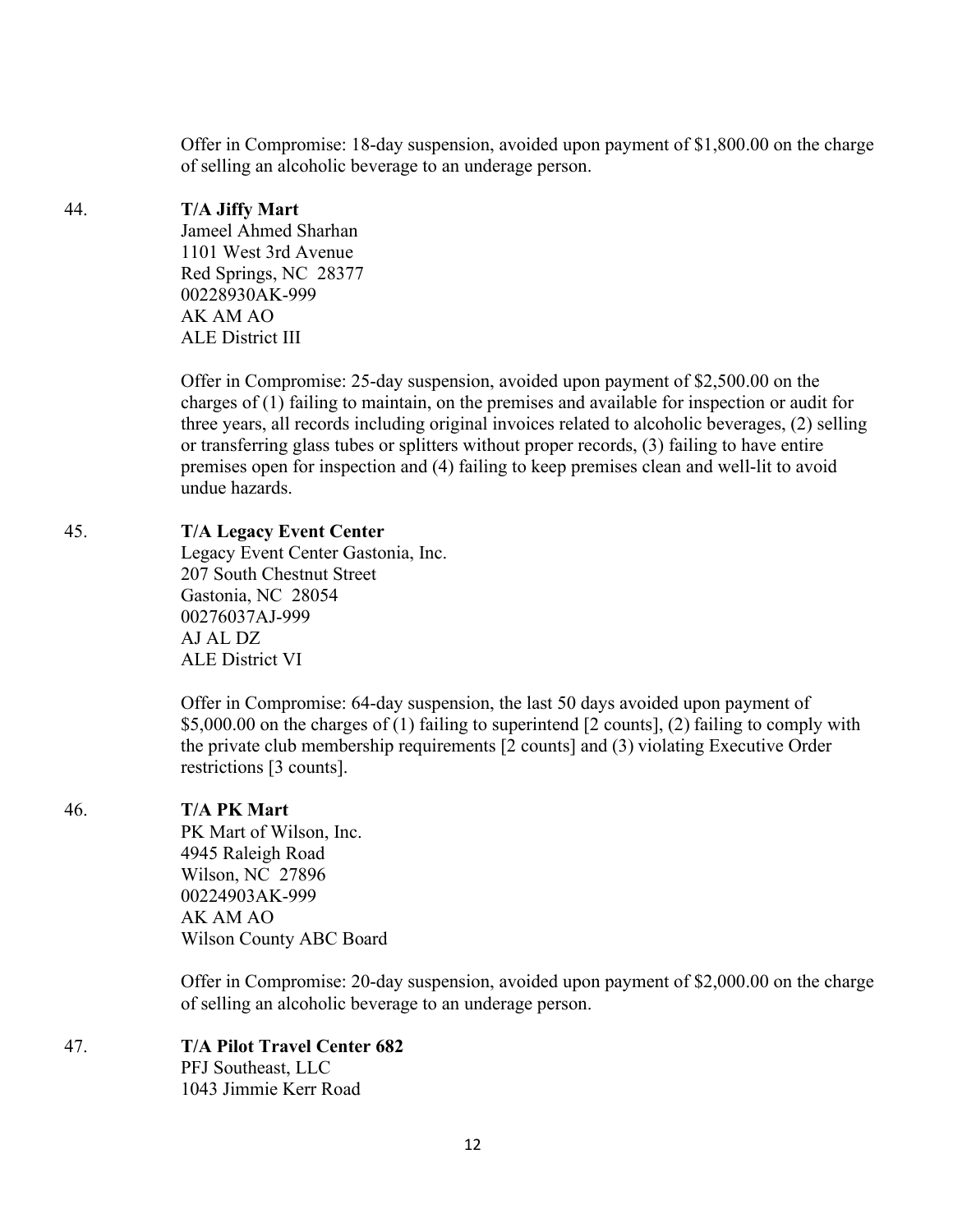Offer in Compromise: 18-day suspension, avoided upon payment of $1,800.00 on the charge of selling an alcoholic beverage to an underage person.

44. **T/A Jiffy Mart**
    Jameel Ahmed Sharhan
    1101 West 3rd Avenue
    Red Springs, NC 28377
    00228930AK-999
    AK AM AO
    ALE District III

    Offer in Compromise: 25-day suspension, avoided upon payment of $2,500.00 on the charges of (1) failing to maintain, on the premises and available for inspection or audit for three years, all records including original invoices related to alcoholic beverages, (2) selling or transferring glass tubes or splitters without proper records, (3) failing to have entire premises open for inspection and (4) failing to keep premises clean and well-lit to avoid undue hazards.

45. **T/A Legacy Event Center**
    Legacy Event Center Gastonia, Inc.
    207 South Chestnut Street
    Gastonia, NC 28054
    00276037AJ-999
    AJ AL DZ
    ALE District VI

    Offer in Compromise: 64-day suspension, the last 50 days avoided upon payment of $5,000.00 on the charges of (1) failing to superintend [2 counts], (2) failing to comply with the private club membership requirements [2 counts] and (3) violating Executive Order restrictions [3 counts].

46. **T/A PK Mart**
    PK Mart of Wilson, Inc.
    4945 Raleigh Road
    Wilson, NC 27896
    00224903AK-999
    AK AM AO
    Wilson County ABC Board

    Offer in Compromise: 20-day suspension, avoided upon payment of $2,000.00 on the charge of selling an alcoholic beverage to an underage person.

47. **T/A Pilot Travel Center 682**
    PFJ Southeast, LLC
    1043 Jimmie Kerr Road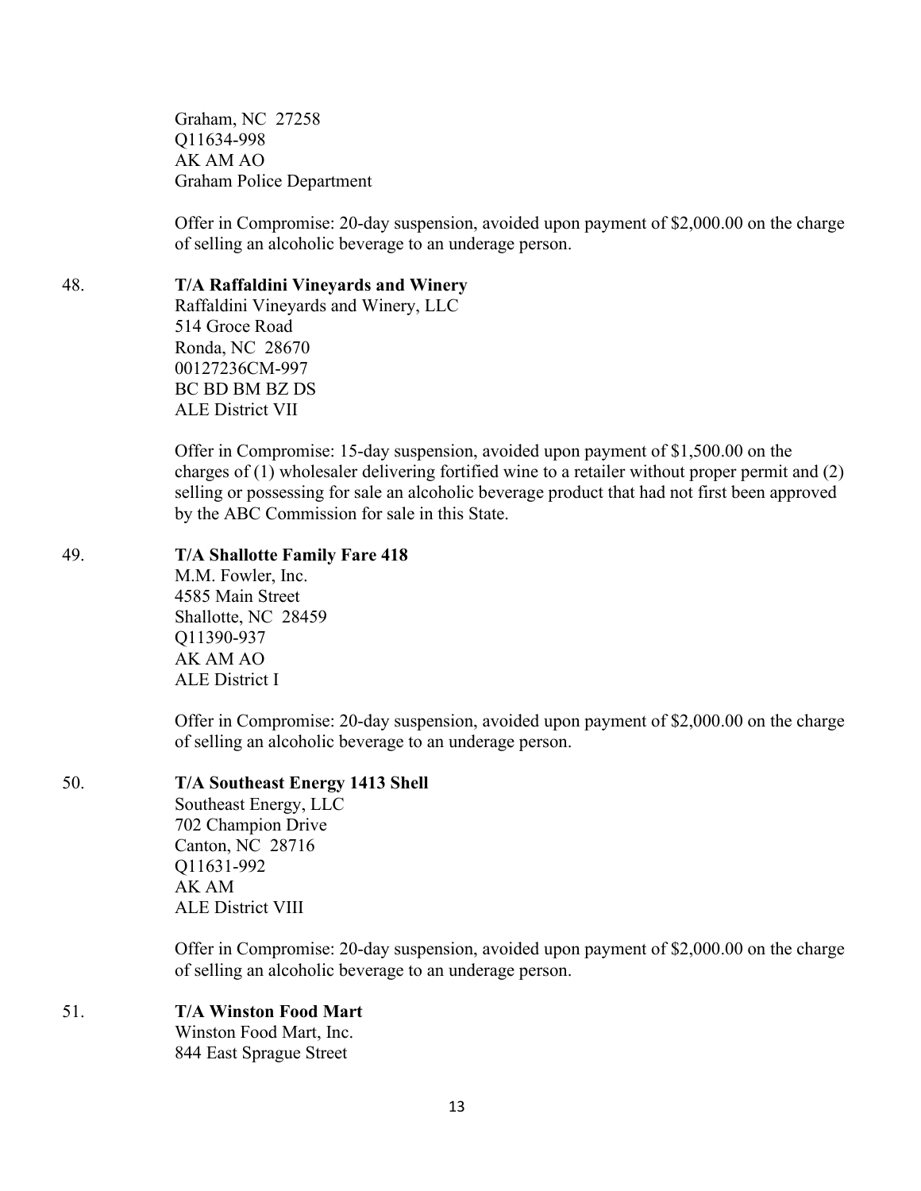Graham, NC 27258
Q11634-998
AK AM AO
Graham Police Department

Offer in Compromise: 20-day suspension, avoided upon payment of $2,000.00 on the charge of selling an alcoholic beverage to an underage person.

48. **T/A Raffaldini Vineyards and Winery**
Raffaldini Vineyards and Winery, LLC
514 Groce Road
Ronda, NC 28670
00127236CM-997
BC BD BM BZ DS
ALE District VII

Offer in Compromise: 15-day suspension, avoided upon payment of $1,500.00 on the charges of (1) wholesaler delivering fortified wine to a retailer without proper permit and (2) selling or possessing for sale an alcoholic beverage product that had not first been approved by the ABC Commission for sale in this State.

49. **T/A Shallotte Family Fare 418**
M.M. Fowler, Inc.
4585 Main Street
Shallotte, NC 28459
Q11390-937
AK AM AO
ALE District I

Offer in Compromise: 20-day suspension, avoided upon payment of $2,000.00 on the charge of selling an alcoholic beverage to an underage person.

50. **T/A Southeast Energy 1413 Shell**
Southeast Energy, LLC
702 Champion Drive
Canton, NC 28716
Q11631-992
AK AM
ALE District VIII

Offer in Compromise: 20-day suspension, avoided upon payment of $2,000.00 on the charge of selling an alcoholic beverage to an underage person.

51. **T/A Winston Food Mart**
Winston Food Mart, Inc.
844 East Sprague Street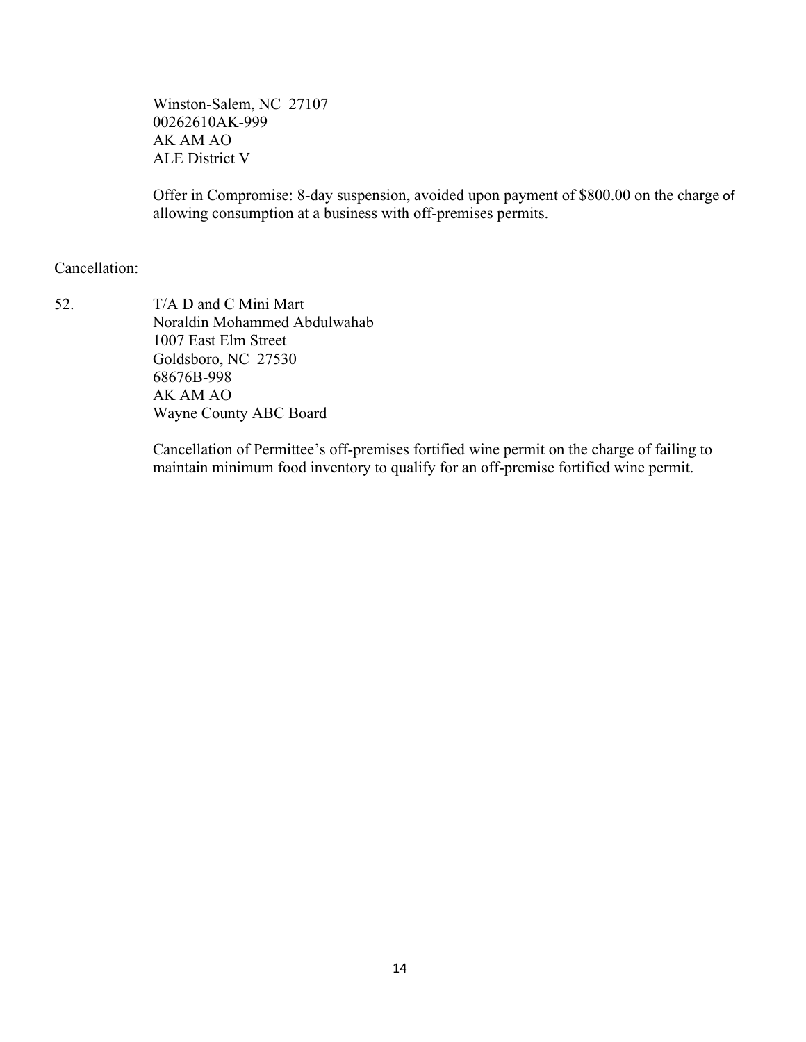Winston-Salem, NC 27107
00262610AK-999
AK AM AO
ALE District V

Offer in Compromise: 8-day suspension, avoided upon payment of $800.00 on the charge of allowing consumption at a business with off-premises permits.

Cancellation:

52. T/A D and C Mini Mart
Noraldin Mohammed Abdulwahab
1007 East Elm Street
Goldsboro, NC 27530
68676B-998
AK AM AO
Wayne County ABC Board

Cancellation of Permittee's off-premises fortified wine permit on the charge of failing to maintain minimum food inventory to qualify for an off-premise fortified wine permit.